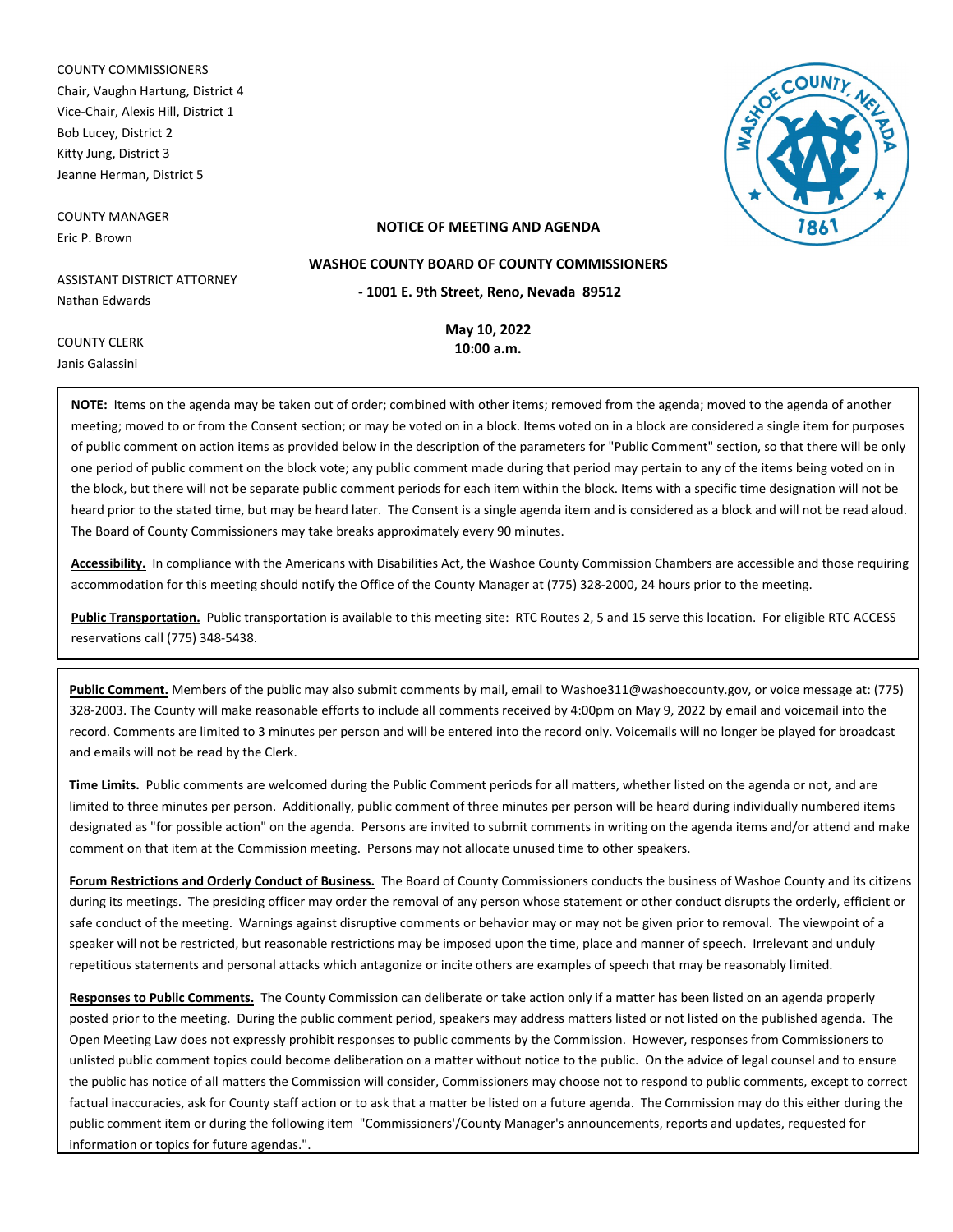COUNTY COMMISSIONERS
Chair, Vaughn Hartung, District 4
Vice-Chair, Alexis Hill, District 1
Bob Lucey, District 2
Kitty Jung, District 3
Jeanne Herman, District 5

COUNTY MANAGER
Eric P. Brown

ASSISTANT DISTRICT ATTORNEY
Nathan Edwards

COUNTY CLERK
Janis Galassini

**NOTICE OF MEETING AND AGENDA**

**WASHOE COUNTY BOARD OF COUNTY COMMISSIONERS**

**- 1001 E. 9th Street, Reno, Nevada 89512**

**May 10, 2022**
**10:00 a.m.**

**NOTE:** Items on the agenda may be taken out of order; combined with other items; removed from the agenda; moved to the agenda of another meeting; moved to or from the Consent section; or may be voted on in a block. Items voted on in a block are considered a single item for purposes of public comment on action items as provided below in the description of the parameters for "Public Comment" section, so that there will be only one period of public comment on the block vote; any public comment made during that period may pertain to any of the items being voted on in the block, but there will not be separate public comment periods for each item within the block. Items with a specific time designation will not be heard prior to the stated time, but may be heard later. The Consent is a single agenda item and is considered as a block and will not be read aloud. The Board of County Commissioners may take breaks approximately every 90 minutes.

**Accessibility.** In compliance with the Americans with Disabilities Act, the Washoe County Commission Chambers are accessible and those requiring accommodation for this meeting should notify the Office of the County Manager at (775) 328-2000, 24 hours prior to the meeting.

**Public Transportation.** Public transportation is available to this meeting site: RTC Routes 2, 5 and 15 serve this location. For eligible RTC ACCESS reservations call (775) 348-5438.

**Public Comment.** Members of the public may also submit comments by mail, email to Washoe311@washoecounty.gov, or voice message at: (775) 328-2003. The County will make reasonable efforts to include all comments received by 4:00pm on May 9, 2022 by email and voicemail into the record. Comments are limited to 3 minutes per person and will be entered into the record only. Voicemails will no longer be played for broadcast and emails will not be read by the Clerk.

**Time Limits.** Public comments are welcomed during the Public Comment periods for all matters, whether listed on the agenda or not, and are limited to three minutes per person. Additionally, public comment of three minutes per person will be heard during individually numbered items designated as "for possible action" on the agenda. Persons are invited to submit comments in writing on the agenda items and/or attend and make comment on that item at the Commission meeting. Persons may not allocate unused time to other speakers.

**Forum Restrictions and Orderly Conduct of Business.** The Board of County Commissioners conducts the business of Washoe County and its citizens during its meetings. The presiding officer may order the removal of any person whose statement or other conduct disrupts the orderly, efficient or safe conduct of the meeting. Warnings against disruptive comments or behavior may or may not be given prior to removal. The viewpoint of a speaker will not be restricted, but reasonable restrictions may be imposed upon the time, place and manner of speech. Irrelevant and unduly repetitious statements and personal attacks which antagonize or incite others are examples of speech that may be reasonably limited.

**Responses to Public Comments.** The County Commission can deliberate or take action only if a matter has been listed on an agenda properly posted prior to the meeting. During the public comment period, speakers may address matters listed or not listed on the published agenda. The Open Meeting Law does not expressly prohibit responses to public comments by the Commission. However, responses from Commissioners to unlisted public comment topics could become deliberation on a matter without notice to the public. On the advice of legal counsel and to ensure the public has notice of all matters the Commission will consider, Commissioners may choose not to respond to public comments, except to correct factual inaccuracies, ask for County staff action or to ask that a matter be listed on a future agenda. The Commission may do this either during the public comment item or during the following item "Commissioners'/County Manager's announcements, reports and updates, requested for information or topics for future agendas.".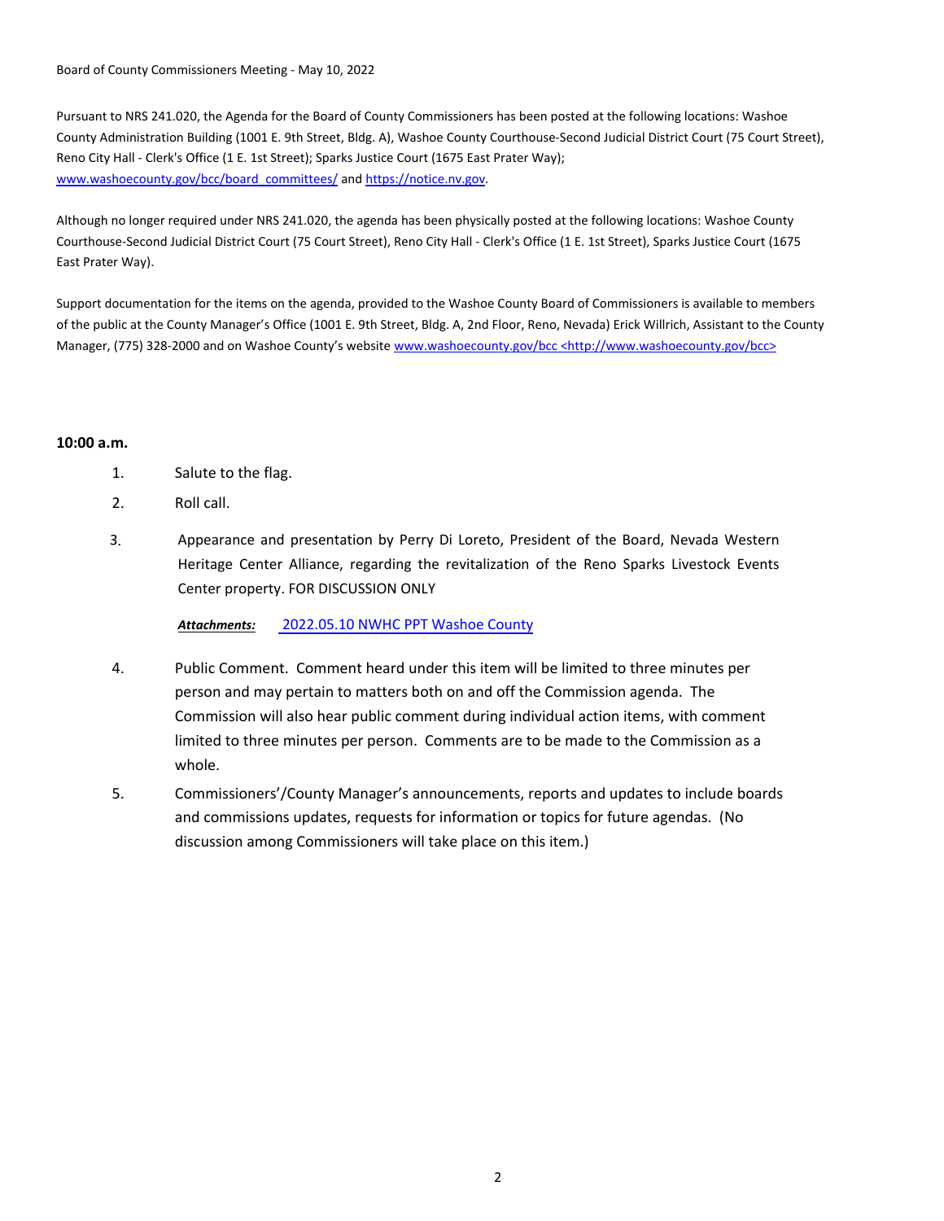Board of County Commissioners Meeting - May 10, 2022

Pursuant to NRS 241.020, the Agenda for the Board of County Commissioners has been posted at the following locations: Washoe County Administration Building (1001 E. 9th Street, Bldg. A), Washoe County Courthouse-Second Judicial District Court (75 Court Street), Reno City Hall - Clerk's Office (1 E. 1st Street); Sparks Justice Court (1675 East Prater Way); www.washoecounty.gov/bcc/board_committees/ and https://notice.nv.gov.

Although no longer required under NRS 241.020, the agenda has been physically posted at the following locations: Washoe County Courthouse-Second Judicial District Court (75 Court Street), Reno City Hall - Clerk's Office (1 E. 1st Street), Sparks Justice Court (1675 East Prater Way).

Support documentation for the items on the agenda, provided to the Washoe County Board of Commissioners is available to members of the public at the County Manager's Office (1001 E. 9th Street, Bldg. A, 2nd Floor, Reno, Nevada) Erick Willrich, Assistant to the County Manager, (775) 328-2000 and on Washoe County's website www.washoecounty.gov/bcc <http://www.washoecounty.gov/bcc>

**10:00 a.m.**

1. Salute to the flag.

2. Roll call.

3. Appearance and presentation by Perry Di Loreto, President of the Board, Nevada Western Heritage Center Alliance, regarding the revitalization of the Reno Sparks Livestock Events Center property. FOR DISCUSSION ONLY

   ***Attachments:*** 2022.05.10 NWHC PPT Washoe County

4. Public Comment. Comment heard under this item will be limited to three minutes per person and may pertain to matters both on and off the Commission agenda. The Commission will also hear public comment during individual action items, with comment limited to three minutes per person. Comments are to be made to the Commission as a whole.

5. Commissioners'/County Manager's announcements, reports and updates to include boards and commissions updates, requests for information or topics for future agendas. (No discussion among Commissioners will take place on this item.)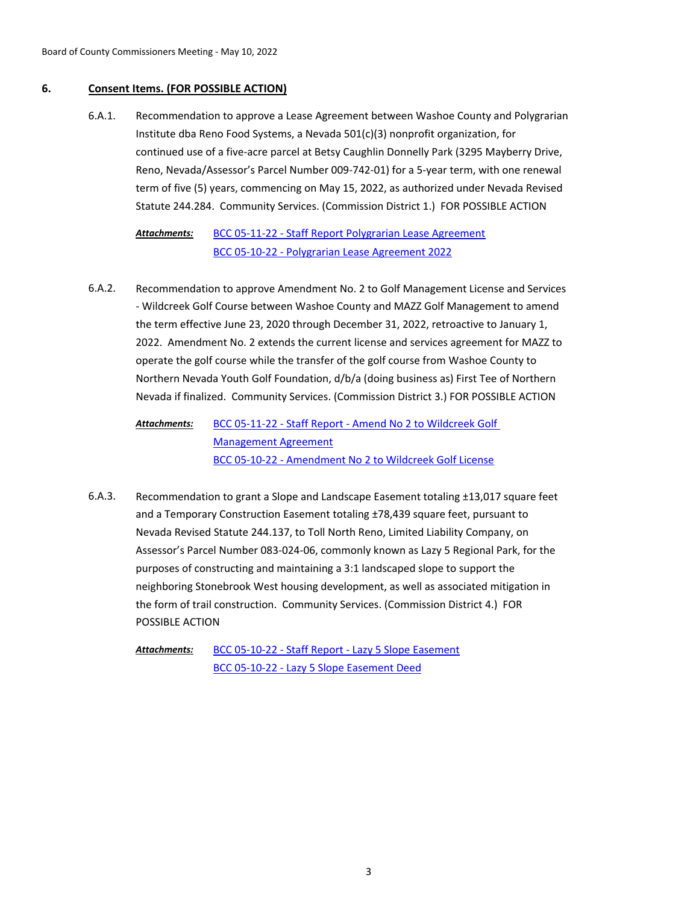## 6. Consent Items. (FOR POSSIBLE ACTION)

6.A.1. Recommendation to approve a Lease Agreement between Washoe County and Polygrarian Institute dba Reno Food Systems, a Nevada 501(c)(3) nonprofit organization, for continued use of a five-acre parcel at Betsy Caughlin Donnelly Park (3295 Mayberry Drive, Reno, Nevada/Assessor's Parcel Number 009-742-01) for a 5-year term, with one renewal term of five (5) years, commencing on May 15, 2022, as authorized under Nevada Revised Statute 244.284. Community Services. (Commission District 1.) FOR POSSIBLE ACTION

***Attachments:*** BCC 05-11-22 - Staff Report Polygrarian Lease Agreement
BCC 05-10-22 - Polygrarian Lease Agreement 2022

6.A.2. Recommendation to approve Amendment No. 2 to Golf Management License and Services - Wildcreek Golf Course between Washoe County and MAZZ Golf Management to amend the term effective June 23, 2020 through December 31, 2022, retroactive to January 1, 2022. Amendment No. 2 extends the current license and services agreement for MAZZ to operate the golf course while the transfer of the golf course from Washoe County to Northern Nevada Youth Golf Foundation, d/b/a (doing business as) First Tee of Northern Nevada if finalized. Community Services. (Commission District 3.) FOR POSSIBLE ACTION

***Attachments:*** BCC 05-11-22 - Staff Report - Amend No 2 to Wildcreek Golf Management Agreement
BCC 05-10-22 - Amendment No 2 to Wildcreek Golf License

6.A.3. Recommendation to grant a Slope and Landscape Easement totaling ±13,017 square feet and a Temporary Construction Easement totaling ±78,439 square feet, pursuant to Nevada Revised Statute 244.137, to Toll North Reno, Limited Liability Company, on Assessor's Parcel Number 083-024-06, commonly known as Lazy 5 Regional Park, for the purposes of constructing and maintaining a 3:1 landscaped slope to support the neighboring Stonebrook West housing development, as well as associated mitigation in the form of trail construction. Community Services. (Commission District 4.) FOR POSSIBLE ACTION

***Attachments:*** BCC 05-10-22 - Staff Report - Lazy 5 Slope Easement
BCC 05-10-22 - Lazy 5 Slope Easement Deed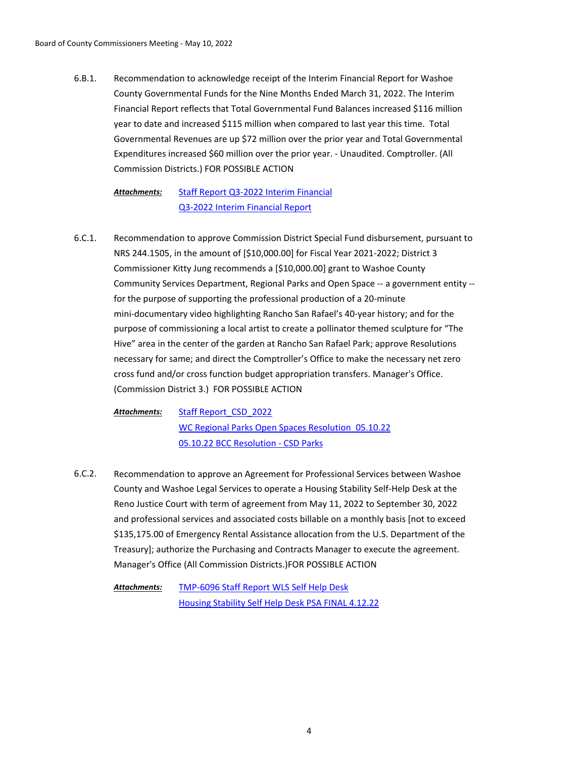6.B.1. Recommendation to acknowledge receipt of the Interim Financial Report for Washoe County Governmental Funds for the Nine Months Ended March 31, 2022. The Interim Financial Report reflects that Total Governmental Fund Balances increased $116 million year to date and increased $115 million when compared to last year this time. Total Governmental Revenues are up $72 million over the prior year and Total Governmental Expenditures increased $60 million over the prior year. - Unaudited. Comptroller. (All Commission Districts.) FOR POSSIBLE ACTION

***Attachments:*** Staff Report Q3-2022 Interim Financial
Q3-2022 Interim Financial Report

6.C.1. Recommendation to approve Commission District Special Fund disbursement, pursuant to NRS 244.1505, in the amount of [$10,000.00] for Fiscal Year 2021-2022; District 3 Commissioner Kitty Jung recommends a [$10,000.00] grant to Washoe County Community Services Department, Regional Parks and Open Space -- a government entity -- for the purpose of supporting the professional production of a 20-minute mini-documentary video highlighting Rancho San Rafael's 40-year history; and for the purpose of commissioning a local artist to create a pollinator themed sculpture for "The Hive" area in the center of the garden at Rancho San Rafael Park; approve Resolutions necessary for same; and direct the Comptroller's Office to make the necessary net zero cross fund and/or cross function budget appropriation transfers. Manager's Office. (Commission District 3.) FOR POSSIBLE ACTION

***Attachments:*** Staff Report_CSD_2022
WC Regional Parks Open Spaces Resolution_05.10.22
05.10.22 BCC Resolution - CSD Parks

6.C.2. Recommendation to approve an Agreement for Professional Services between Washoe County and Washoe Legal Services to operate a Housing Stability Self-Help Desk at the Reno Justice Court with term of agreement from May 11, 2022 to September 30, 2022 and professional services and associated costs billable on a monthly basis [not to exceed $135,175.00 of Emergency Rental Assistance allocation from the U.S. Department of the Treasury]; authorize the Purchasing and Contracts Manager to execute the agreement. Manager's Office (All Commission Districts.)FOR POSSIBLE ACTION

***Attachments:*** TMP-6096 Staff Report WLS Self Help Desk
Housing Stability Self Help Desk PSA FINAL 4.12.22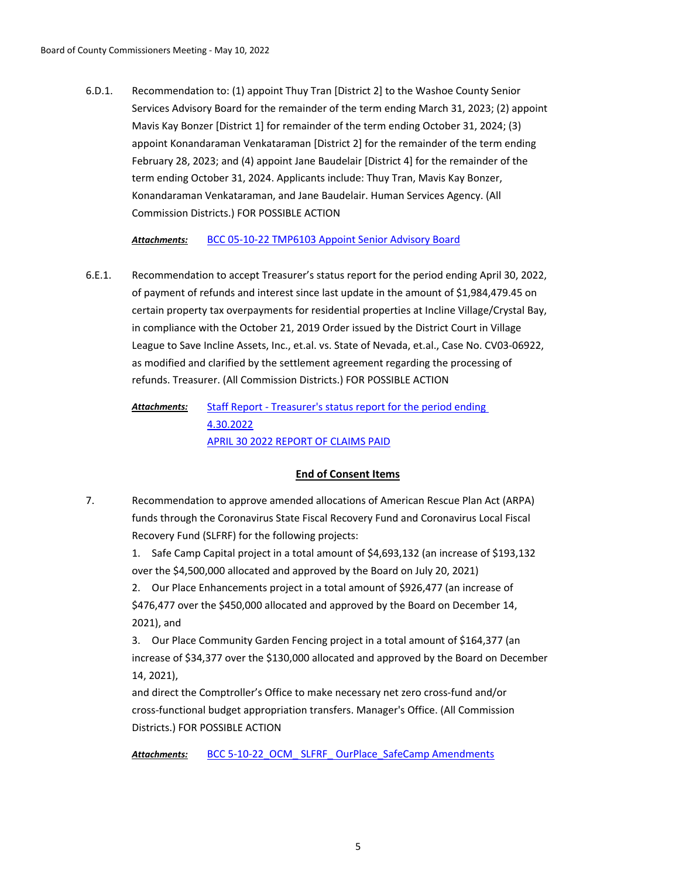6.D.1. Recommendation to: (1) appoint Thuy Tran [District 2] to the Washoe County Senior Services Advisory Board for the remainder of the term ending March 31, 2023; (2) appoint Mavis Kay Bonzer [District 1] for remainder of the term ending October 31, 2024; (3) appoint Konandaraman Venkataraman [District 2] for the remainder of the term ending February 28, 2023; and (4) appoint Jane Baudelair [District 4] for the remainder of the term ending October 31, 2024. Applicants include: Thuy Tran, Mavis Kay Bonzer, Konandaraman Venkataraman, and Jane Baudelair. Human Services Agency. (All Commission Districts.) FOR POSSIBLE ACTION

***Attachments:*** BCC 05-10-22 TMP6103 Appoint Senior Advisory Board

6.E.1. Recommendation to accept Treasurer's status report for the period ending April 30, 2022, of payment of refunds and interest since last update in the amount of $1,984,479.45 on certain property tax overpayments for residential properties at Incline Village/Crystal Bay, in compliance with the October 21, 2019 Order issued by the District Court in Village League to Save Incline Assets, Inc., et.al. vs. State of Nevada, et.al., Case No. CV03-06922, as modified and clarified by the settlement agreement regarding the processing of refunds. Treasurer. (All Commission Districts.) FOR POSSIBLE ACTION

***Attachments:*** Staff Report - Treasurer's status report for the period ending 4.30.2022
APRIL 30 2022 REPORT OF CLAIMS PAID

**End of Consent Items**

7. Recommendation to approve amended allocations of American Rescue Plan Act (ARPA) funds through the Coronavirus State Fiscal Recovery Fund and Coronavirus Local Fiscal Recovery Fund (SLFRF) for the following projects:
1. Safe Camp Capital project in a total amount of $4,693,132 (an increase of $193,132 over the $4,500,000 allocated and approved by the Board on July 20, 2021)
2. Our Place Enhancements project in a total amount of $926,477 (an increase of $476,477 over the $450,000 allocated and approved by the Board on December 14, 2021), and
3. Our Place Community Garden Fencing project in a total amount of $164,377 (an increase of $34,377 over the $130,000 allocated and approved by the Board on December 14, 2021),
and direct the Comptroller's Office to make necessary net zero cross-fund and/or cross-functional budget appropriation transfers. Manager's Office. (All Commission Districts.) FOR POSSIBLE ACTION

***Attachments:*** BCC 5-10-22_OCM_ SLFRF_ OurPlace_SafeCamp Amendments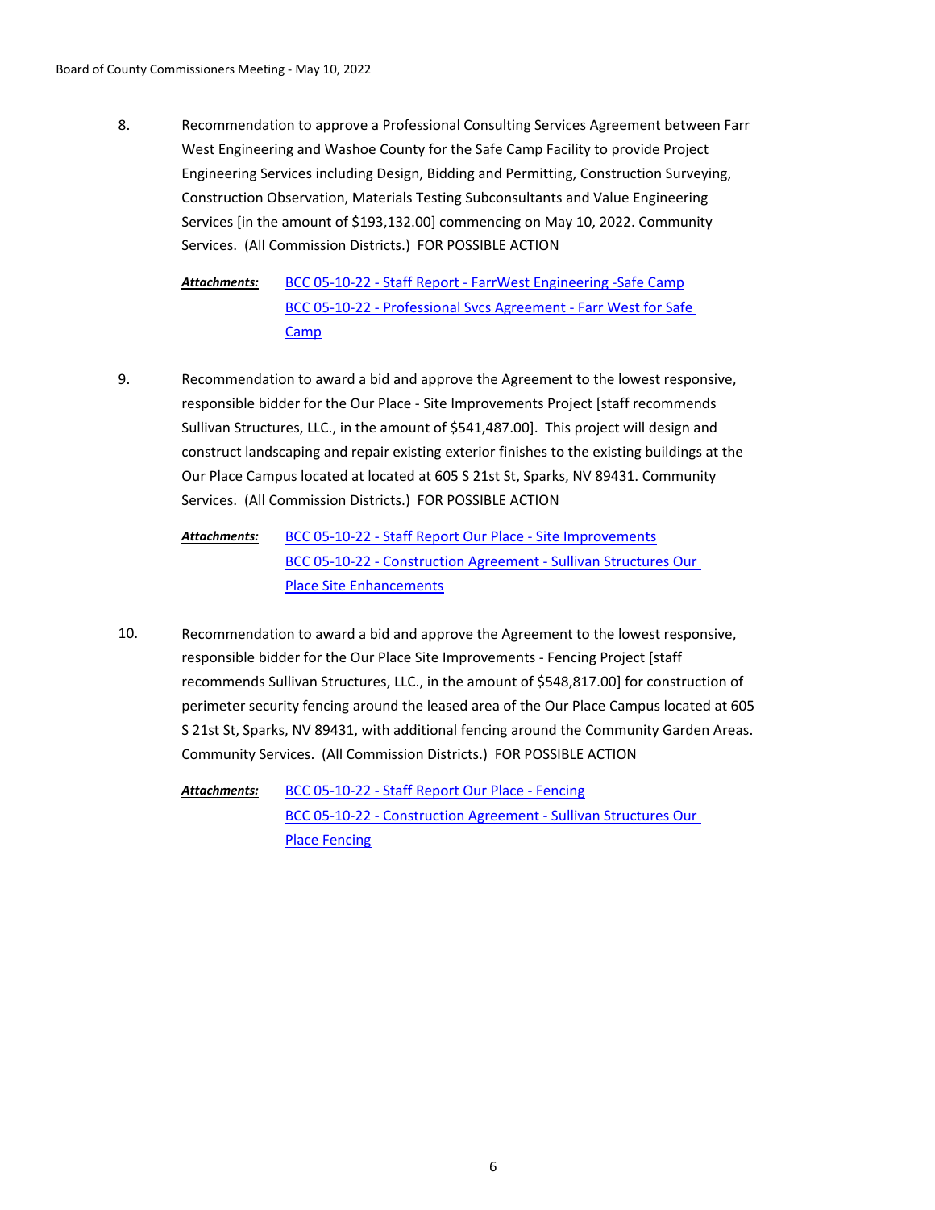8. Recommendation to approve a Professional Consulting Services Agreement between Farr West Engineering and Washoe County for the Safe Camp Facility to provide Project Engineering Services including Design, Bidding and Permitting, Construction Surveying, Construction Observation, Materials Testing Subconsultants and Value Engineering Services [in the amount of $193,132.00] commencing on May 10, 2022. Community Services. (All Commission Districts.) FOR POSSIBLE ACTION

   ***Attachments:*** BCC 05-10-22 - Staff Report - FarrWest Engineering -Safe Camp
   BCC 05-10-22 - Professional Svcs Agreement - Farr West for Safe Camp

9. Recommendation to award a bid and approve the Agreement to the lowest responsive, responsible bidder for the Our Place - Site Improvements Project [staff recommends Sullivan Structures, LLC., in the amount of $541,487.00]. This project will design and construct landscaping and repair existing exterior finishes to the existing buildings at the Our Place Campus located at located at 605 S 21st St, Sparks, NV 89431. Community Services. (All Commission Districts.) FOR POSSIBLE ACTION

   ***Attachments:*** BCC 05-10-22 - Staff Report Our Place - Site Improvements
   BCC 05-10-22 - Construction Agreement - Sullivan Structures Our Place Site Enhancements

10. Recommendation to award a bid and approve the Agreement to the lowest responsive, responsible bidder for the Our Place Site Improvements - Fencing Project [staff recommends Sullivan Structures, LLC., in the amount of $548,817.00] for construction of perimeter security fencing around the leased area of the Our Place Campus located at 605 S 21st St, Sparks, NV 89431, with additional fencing around the Community Garden Areas. Community Services. (All Commission Districts.) FOR POSSIBLE ACTION

    ***Attachments:*** BCC 05-10-22 - Staff Report Our Place - Fencing
    BCC 05-10-22 - Construction Agreement - Sullivan Structures Our Place Fencing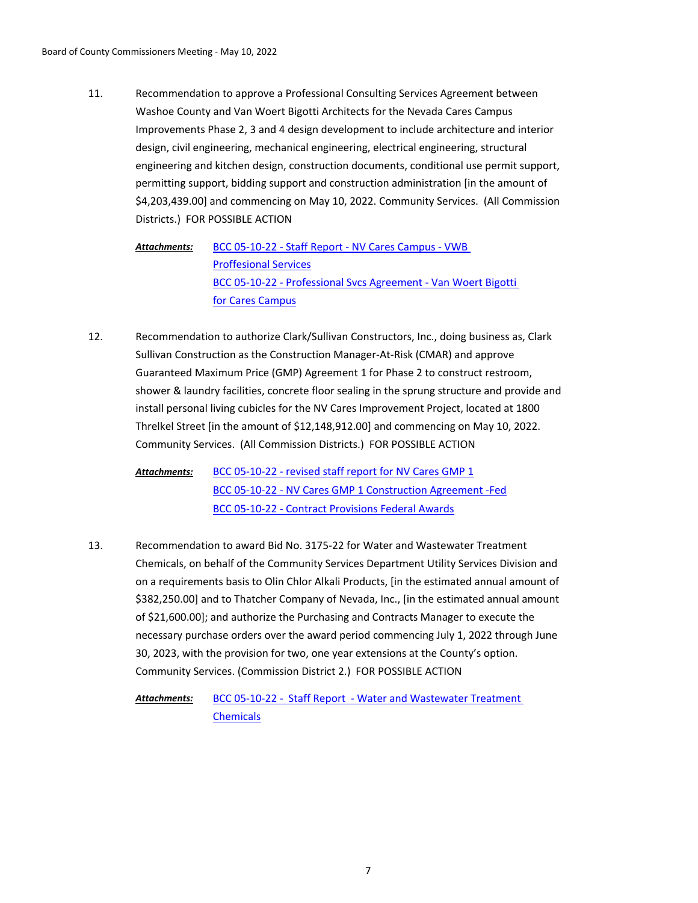11. Recommendation to approve a Professional Consulting Services Agreement between Washoe County and Van Woert Bigotti Architects for the Nevada Cares Campus Improvements Phase 2, 3 and 4 design development to include architecture and interior design, civil engineering, mechanical engineering, electrical engineering, structural engineering and kitchen design, construction documents, conditional use permit support, permitting support, bidding support and construction administration [in the amount of $4,203,439.00] and commencing on May 10, 2022. Community Services. (All Commission Districts.) FOR POSSIBLE ACTION

    ***Attachments:*** BCC 05-10-22 - Staff Report - NV Cares Campus - VWB Proffesional Services
    BCC 05-10-22 - Professional Svcs Agreement - Van Woert Bigotti for Cares Campus

12. Recommendation to authorize Clark/Sullivan Constructors, Inc., doing business as, Clark Sullivan Construction as the Construction Manager-At-Risk (CMAR) and approve Guaranteed Maximum Price (GMP) Agreement 1 for Phase 2 to construct restroom, shower & laundry facilities, concrete floor sealing in the sprung structure and provide and install personal living cubicles for the NV Cares Improvement Project, located at 1800 Threlkel Street [in the amount of $12,148,912.00] and commencing on May 10, 2022. Community Services. (All Commission Districts.) FOR POSSIBLE ACTION

    ***Attachments:*** BCC 05-10-22 - revised staff report for NV Cares GMP 1
    BCC 05-10-22 - NV Cares GMP 1 Construction Agreement -Fed
    BCC 05-10-22 - Contract Provisions Federal Awards

13. Recommendation to award Bid No. 3175-22 for Water and Wastewater Treatment Chemicals, on behalf of the Community Services Department Utility Services Division and on a requirements basis to Olin Chlor Alkali Products, [in the estimated annual amount of $382,250.00] and to Thatcher Company of Nevada, Inc., [in the estimated annual amount of $21,600.00]; and authorize the Purchasing and Contracts Manager to execute the necessary purchase orders over the award period commencing July 1, 2022 through June 30, 2023, with the provision for two, one year extensions at the County's option. Community Services. (Commission District 2.) FOR POSSIBLE ACTION

    ***Attachments:*** BCC 05-10-22 - Staff Report - Water and Wastewater Treatment Chemicals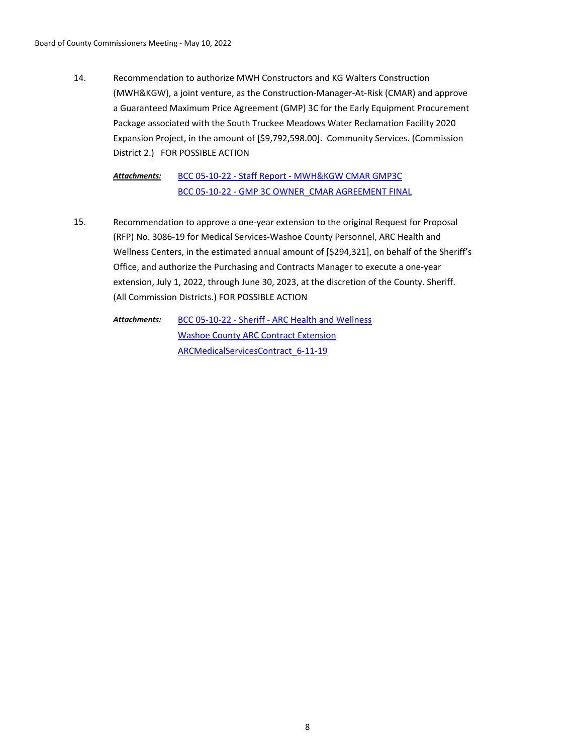14. Recommendation to authorize MWH Constructors and KG Walters Construction (MWH&KGW), a joint venture, as the Construction-Manager-At-Risk (CMAR) and approve a Guaranteed Maximum Price Agreement (GMP) 3C for the Early Equipment Procurement Package associated with the South Truckee Meadows Water Reclamation Facility 2020 Expansion Project, in the amount of [$9,792,598.00]. Community Services. (Commission District 2.) FOR POSSIBLE ACTION

    ***Attachments:*** BCC 05-10-22 - Staff Report - MWH&KGW CMAR GMP3C
    BCC 05-10-22 - GMP 3C OWNER_CMAR AGREEMENT FINAL

15. Recommendation to approve a one-year extension to the original Request for Proposal (RFP) No. 3086-19 for Medical Services-Washoe County Personnel, ARC Health and Wellness Centers, in the estimated annual amount of [$294,321], on behalf of the Sheriff's Office, and authorize the Purchasing and Contracts Manager to execute a one-year extension, July 1, 2022, through June 30, 2023, at the discretion of the County. Sheriff. (All Commission Districts.) FOR POSSIBLE ACTION

    ***Attachments:*** BCC 05-10-22 - Sheriff - ARC Health and Wellness
    Washoe County ARC Contract Extension
    ARCMedicalServicesContract_6-11-19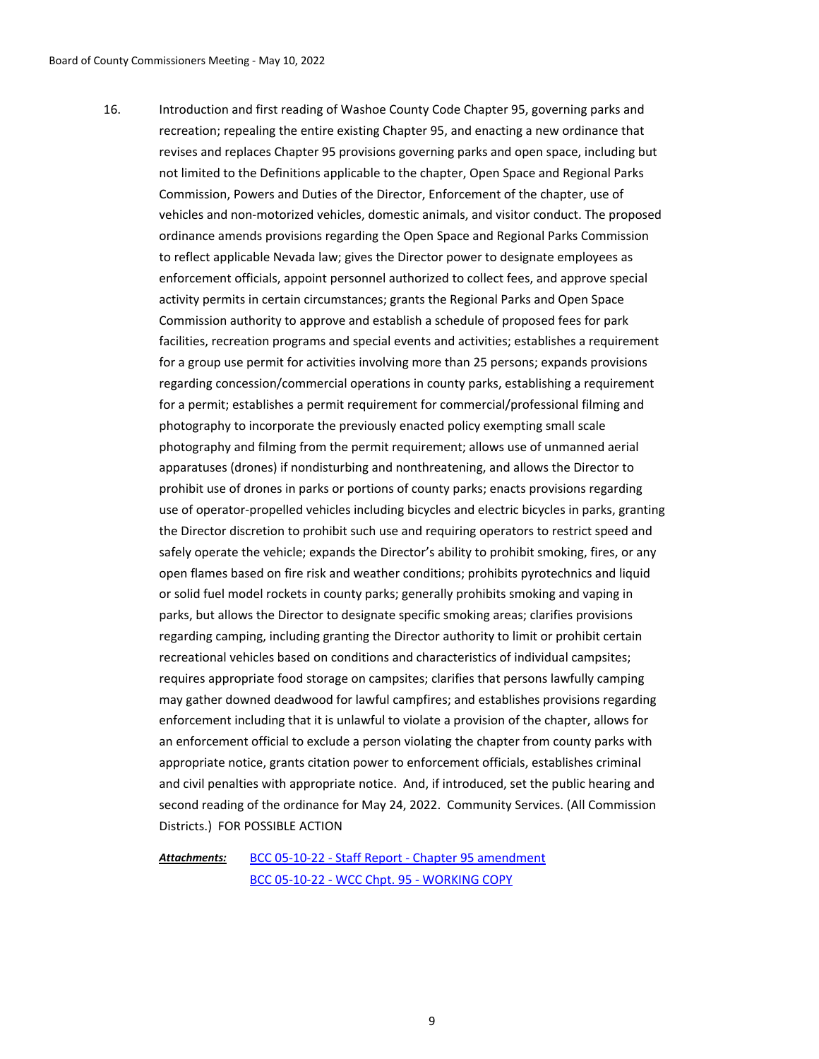16. Introduction and first reading of Washoe County Code Chapter 95, governing parks and recreation; repealing the entire existing Chapter 95, and enacting a new ordinance that revises and replaces Chapter 95 provisions governing parks and open space, including but not limited to the Definitions applicable to the chapter, Open Space and Regional Parks Commission, Powers and Duties of the Director, Enforcement of the chapter, use of vehicles and non-motorized vehicles, domestic animals, and visitor conduct. The proposed ordinance amends provisions regarding the Open Space and Regional Parks Commission to reflect applicable Nevada law; gives the Director power to designate employees as enforcement officials, appoint personnel authorized to collect fees, and approve special activity permits in certain circumstances; grants the Regional Parks and Open Space Commission authority to approve and establish a schedule of proposed fees for park facilities, recreation programs and special events and activities; establishes a requirement for a group use permit for activities involving more than 25 persons; expands provisions regarding concession/commercial operations in county parks, establishing a requirement for a permit; establishes a permit requirement for commercial/professional filming and photography to incorporate the previously enacted policy exempting small scale photography and filming from the permit requirement; allows use of unmanned aerial apparatuses (drones) if nondisturbing and nonthreatening, and allows the Director to prohibit use of drones in parks or portions of county parks; enacts provisions regarding use of operator-propelled vehicles including bicycles and electric bicycles in parks, granting the Director discretion to prohibit such use and requiring operators to restrict speed and safely operate the vehicle; expands the Director's ability to prohibit smoking, fires, or any open flames based on fire risk and weather conditions; prohibits pyrotechnics and liquid or solid fuel model rockets in county parks; generally prohibits smoking and vaping in parks, but allows the Director to designate specific smoking areas; clarifies provisions regarding camping, including granting the Director authority to limit or prohibit certain recreational vehicles based on conditions and characteristics of individual campsites; requires appropriate food storage on campsites; clarifies that persons lawfully camping may gather downed deadwood for lawful campfires; and establishes provisions regarding enforcement including that it is unlawful to violate a provision of the chapter, allows for an enforcement official to exclude a person violating the chapter from county parks with appropriate notice, grants citation power to enforcement officials, establishes criminal and civil penalties with appropriate notice. And, if introduced, set the public hearing and second reading of the ordinance for May 24, 2022. Community Services. (All Commission Districts.) FOR POSSIBLE ACTION

***Attachments:*** BCC 05-10-22 - Staff Report - Chapter 95 amendment
BCC 05-10-22 - WCC Chpt. 95 - WORKING COPY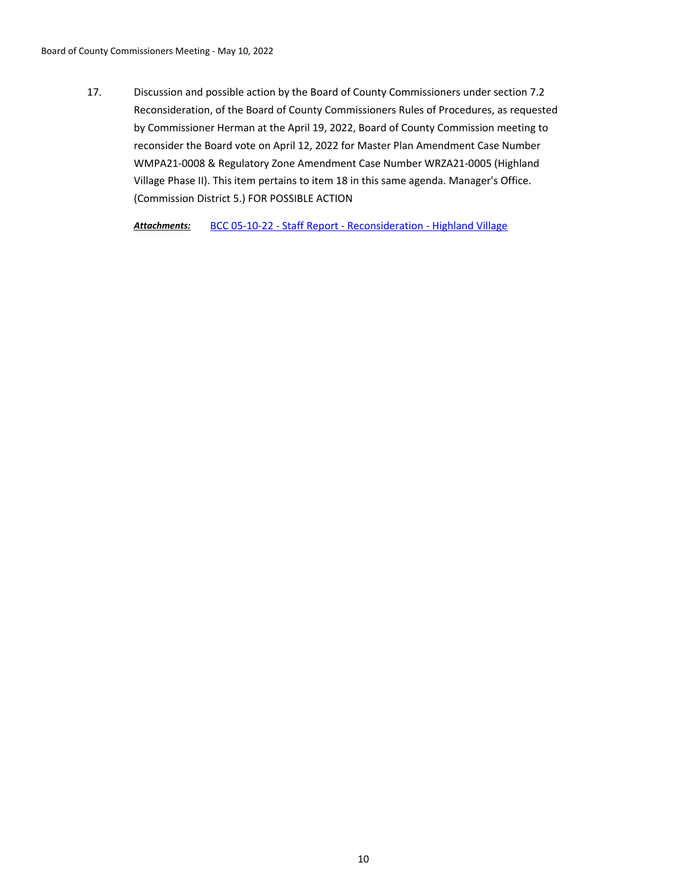17. Discussion and possible action by the Board of County Commissioners under section 7.2 Reconsideration, of the Board of County Commissioners Rules of Procedures, as requested by Commissioner Herman at the April 19, 2022, Board of County Commission meeting to reconsider the Board vote on April 12, 2022 for Master Plan Amendment Case Number WMPA21-0008 & Regulatory Zone Amendment Case Number WRZA21-0005 (Highland Village Phase II). This item pertains to item 18 in this same agenda. Manager's Office. (Commission District 5.) FOR POSSIBLE ACTION

***Attachments:*** BCC 05-10-22 - Staff Report - Reconsideration - Highland Village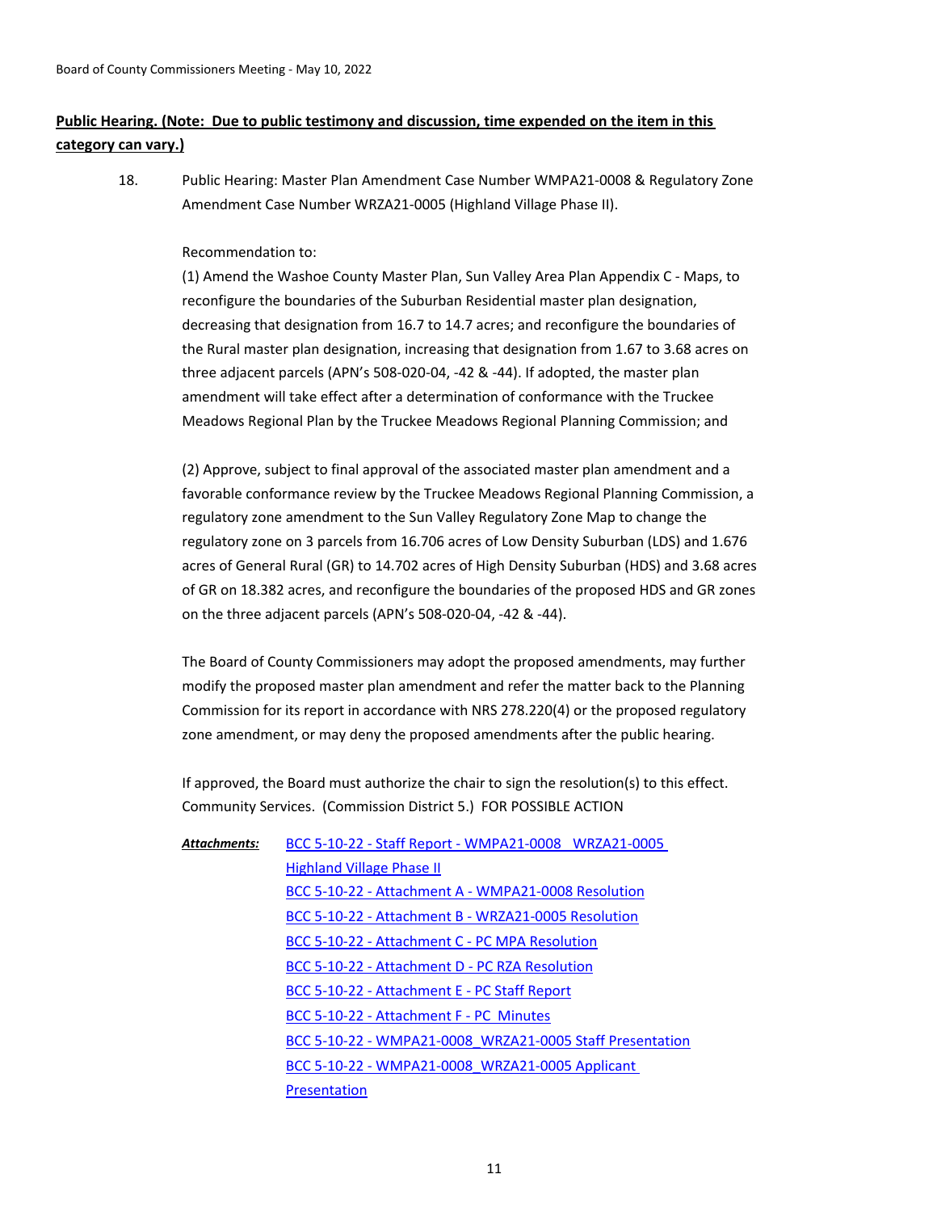**Public Hearing. (Note: Due to public testimony and discussion, time expended on the item in this category can vary.)**

18. Public Hearing: Master Plan Amendment Case Number WMPA21-0008 & Regulatory Zone Amendment Case Number WRZA21-0005 (Highland Village Phase II).

    Recommendation to:
    (1) Amend the Washoe County Master Plan, Sun Valley Area Plan Appendix C - Maps, to reconfigure the boundaries of the Suburban Residential master plan designation, decreasing that designation from 16.7 to 14.7 acres; and reconfigure the boundaries of the Rural master plan designation, increasing that designation from 1.67 to 3.68 acres on three adjacent parcels (APN's 508-020-04, -42 & -44). If adopted, the master plan amendment will take effect after a determination of conformance with the Truckee Meadows Regional Plan by the Truckee Meadows Regional Planning Commission; and

    (2) Approve, subject to final approval of the associated master plan amendment and a favorable conformance review by the Truckee Meadows Regional Planning Commission, a regulatory zone amendment to the Sun Valley Regulatory Zone Map to change the regulatory zone on 3 parcels from 16.706 acres of Low Density Suburban (LDS) and 1.676 acres of General Rural (GR) to 14.702 acres of High Density Suburban (HDS) and 3.68 acres of GR on 18.382 acres, and reconfigure the boundaries of the proposed HDS and GR zones on the three adjacent parcels (APN's 508-020-04, -42 & -44).

    The Board of County Commissioners may adopt the proposed amendments, may further modify the proposed master plan amendment and refer the matter back to the Planning Commission for its report in accordance with NRS 278.220(4) or the proposed regulatory zone amendment, or may deny the proposed amendments after the public hearing.

    If approved, the Board must authorize the chair to sign the resolution(s) to this effect. Community Services. (Commission District 5.) FOR POSSIBLE ACTION

***Attachments:***
- BCC 5-10-22 - Staff Report - WMPA21-0008 WRZA21-0005 Highland Village Phase II
- BCC 5-10-22 - Attachment A - WMPA21-0008 Resolution
- BCC 5-10-22 - Attachment B - WRZA21-0005 Resolution
- BCC 5-10-22 - Attachment C - PC MPA Resolution
- BCC 5-10-22 - Attachment D - PC RZA Resolution
- BCC 5-10-22 - Attachment E - PC Staff Report
- BCC 5-10-22 - Attachment F - PC Minutes
- BCC 5-10-22 - WMPA21-0008_WRZA21-0005 Staff Presentation
- BCC 5-10-22 - WMPA21-0008_WRZA21-0005 Applicant Presentation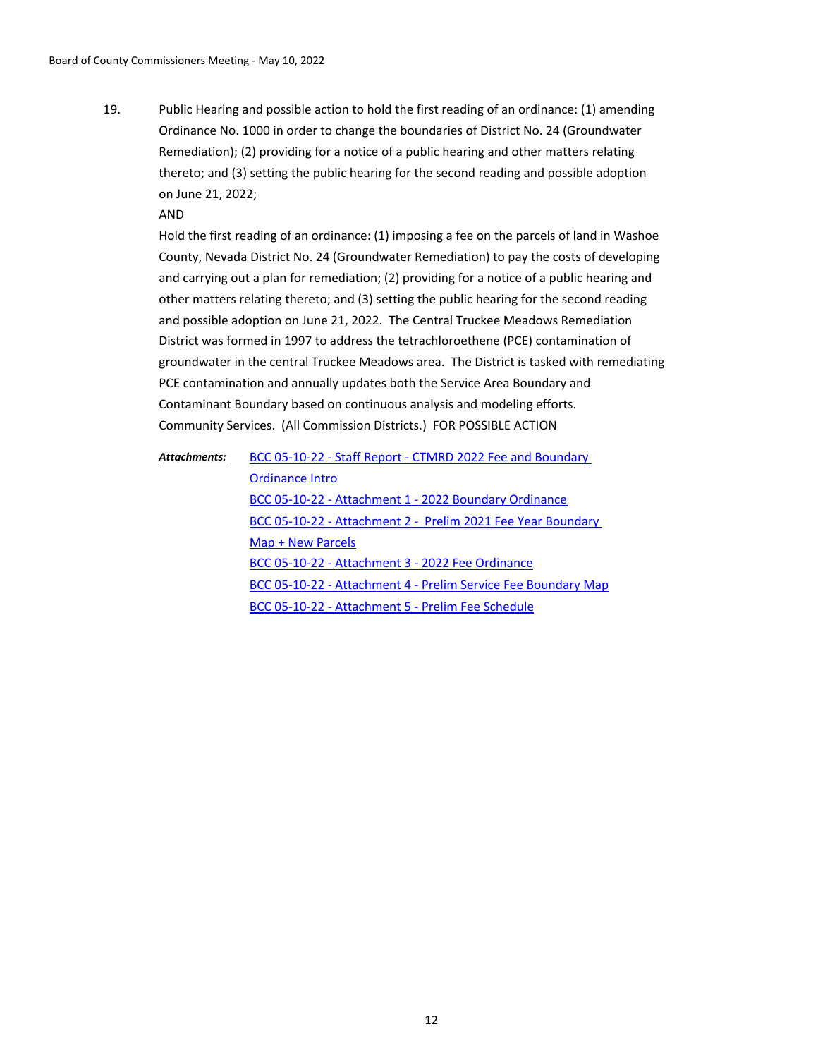19. Public Hearing and possible action to hold the first reading of an ordinance: (1) amending Ordinance No. 1000 in order to change the boundaries of District No. 24 (Groundwater Remediation); (2) providing for a notice of a public hearing and other matters relating thereto; and (3) setting the public hearing for the second reading and possible adoption on June 21, 2022;

    AND

    Hold the first reading of an ordinance: (1) imposing a fee on the parcels of land in Washoe County, Nevada District No. 24 (Groundwater Remediation) to pay the costs of developing and carrying out a plan for remediation; (2) providing for a notice of a public hearing and other matters relating thereto; and (3) setting the public hearing for the second reading and possible adoption on June 21, 2022. The Central Truckee Meadows Remediation District was formed in 1997 to address the tetrachloroethene (PCE) contamination of groundwater in the central Truckee Meadows area. The District is tasked with remediating PCE contamination and annually updates both the Service Area Boundary and Contaminant Boundary based on continuous analysis and modeling efforts. Community Services. (All Commission Districts.) FOR POSSIBLE ACTION

***Attachments:***

- BCC 05-10-22 - Staff Report - CTMRD 2022 Fee and Boundary Ordinance Intro
- BCC 05-10-22 - Attachment 1 - 2022 Boundary Ordinance
- BCC 05-10-22 - Attachment 2 - Prelim 2021 Fee Year Boundary Map + New Parcels
- BCC 05-10-22 - Attachment 3 - 2022 Fee Ordinance
- BCC 05-10-22 - Attachment 4 - Prelim Service Fee Boundary Map
- BCC 05-10-22 - Attachment 5 - Prelim Fee Schedule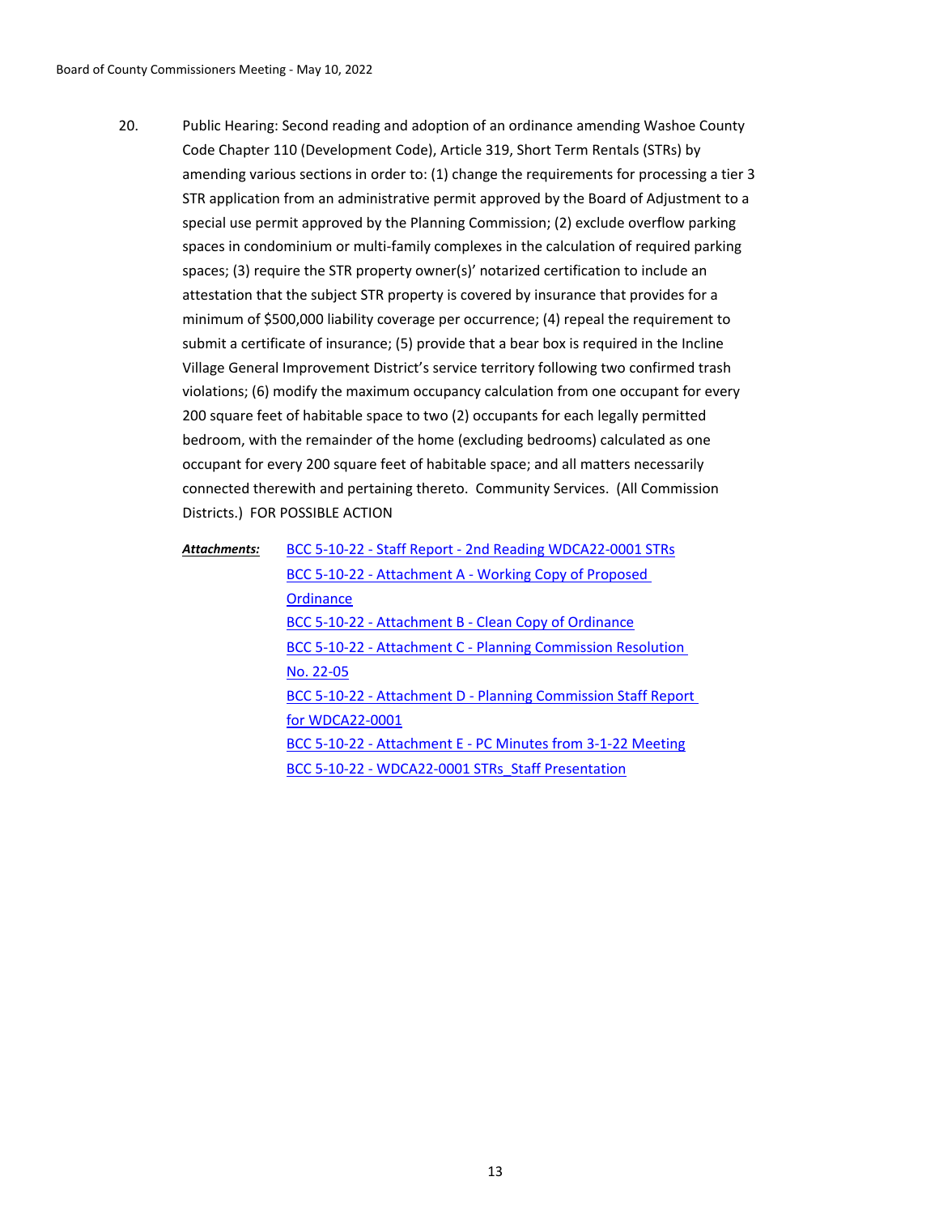20. Public Hearing: Second reading and adoption of an ordinance amending Washoe County Code Chapter 110 (Development Code), Article 319, Short Term Rentals (STRs) by amending various sections in order to: (1) change the requirements for processing a tier 3 STR application from an administrative permit approved by the Board of Adjustment to a special use permit approved by the Planning Commission; (2) exclude overflow parking spaces in condominium or multi-family complexes in the calculation of required parking spaces; (3) require the STR property owner(s)' notarized certification to include an attestation that the subject STR property is covered by insurance that provides for a minimum of $500,000 liability coverage per occurrence; (4) repeal the requirement to submit a certificate of insurance; (5) provide that a bear box is required in the Incline Village General Improvement District's service territory following two confirmed trash violations; (6) modify the maximum occupancy calculation from one occupant for every 200 square feet of habitable space to two (2) occupants for each legally permitted bedroom, with the remainder of the home (excluding bedrooms) calculated as one occupant for every 200 square feet of habitable space; and all matters necessarily connected therewith and pertaining thereto. Community Services. (All Commission Districts.) FOR POSSIBLE ACTION

***Attachments:***
- BCC 5-10-22 - Staff Report - 2nd Reading WDCA22-0001 STRs
- BCC 5-10-22 - Attachment A - Working Copy of Proposed Ordinance
- BCC 5-10-22 - Attachment B - Clean Copy of Ordinance
- BCC 5-10-22 - Attachment C - Planning Commission Resolution No. 22-05
- BCC 5-10-22 - Attachment D - Planning Commission Staff Report for WDCA22-0001
- BCC 5-10-22 - Attachment E - PC Minutes from 3-1-22 Meeting
- BCC 5-10-22 - WDCA22-0001 STRs_Staff Presentation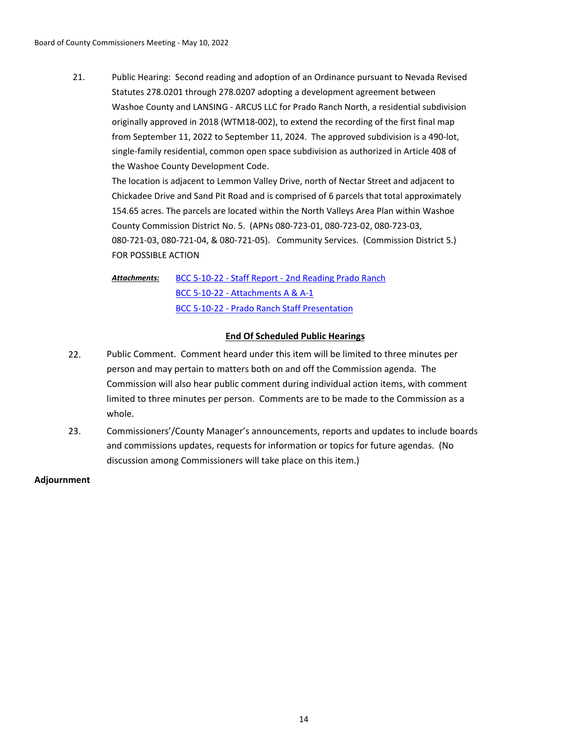21. Public Hearing: Second reading and adoption of an Ordinance pursuant to Nevada Revised Statutes 278.0201 through 278.0207 adopting a development agreement between Washoe County and LANSING - ARCUS LLC for Prado Ranch North, a residential subdivision originally approved in 2018 (WTM18-002), to extend the recording of the first final map from September 11, 2022 to September 11, 2024. The approved subdivision is a 490-lot, single-family residential, common open space subdivision as authorized in Article 408 of the Washoe County Development Code.

    The location is adjacent to Lemmon Valley Drive, north of Nectar Street and adjacent to Chickadee Drive and Sand Pit Road and is comprised of 6 parcels that total approximately 154.65 acres. The parcels are located within the North Valleys Area Plan within Washoe County Commission District No. 5. (APNs 080-723-01, 080-723-02, 080-723-03, 080-721-03, 080-721-04, & 080-721-05). Community Services. (Commission District 5.) FOR POSSIBLE ACTION

    ***Attachments:*** BCC 5-10-22 - Staff Report - 2nd Reading Prado Ranch
    BCC 5-10-22 - Attachments A & A-1
    BCC 5-10-22 - Prado Ranch Staff Presentation

**End Of Scheduled Public Hearings**

22. Public Comment. Comment heard under this item will be limited to three minutes per person and may pertain to matters both on and off the Commission agenda. The Commission will also hear public comment during individual action items, with comment limited to three minutes per person. Comments are to be made to the Commission as a whole.

23. Commissioners'/County Manager's announcements, reports and updates to include boards and commissions updates, requests for information or topics for future agendas. (No discussion among Commissioners will take place on this item.)

**Adjournment**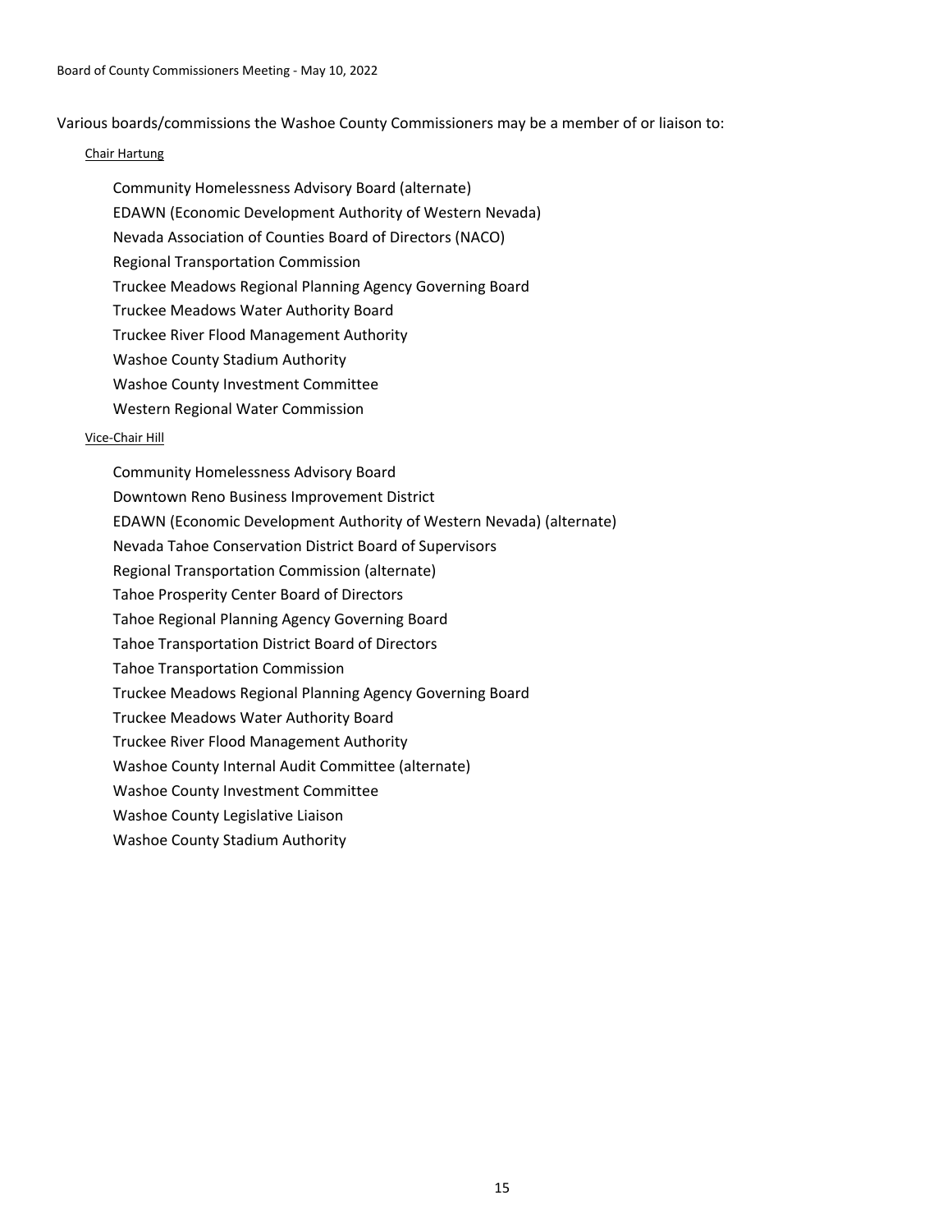Various boards/commissions the Washoe County Commissioners may be a member of or liaison to:

Chair Hartung

- Community Homelessness Advisory Board (alternate)
- EDAWN (Economic Development Authority of Western Nevada)
- Nevada Association of Counties Board of Directors (NACO)
- Regional Transportation Commission
- Truckee Meadows Regional Planning Agency Governing Board
- Truckee Meadows Water Authority Board
- Truckee River Flood Management Authority
- Washoe County Stadium Authority
- Washoe County Investment Committee
- Western Regional Water Commission

Vice-Chair Hill

- Community Homelessness Advisory Board
- Downtown Reno Business Improvement District
- EDAWN (Economic Development Authority of Western Nevada) (alternate)
- Nevada Tahoe Conservation District Board of Supervisors
- Regional Transportation Commission (alternate)
- Tahoe Prosperity Center Board of Directors
- Tahoe Regional Planning Agency Governing Board
- Tahoe Transportation District Board of Directors
- Tahoe Transportation Commission
- Truckee Meadows Regional Planning Agency Governing Board
- Truckee Meadows Water Authority Board
- Truckee River Flood Management Authority
- Washoe County Internal Audit Committee (alternate)
- Washoe County Investment Committee
- Washoe County Legislative Liaison
- Washoe County Stadium Authority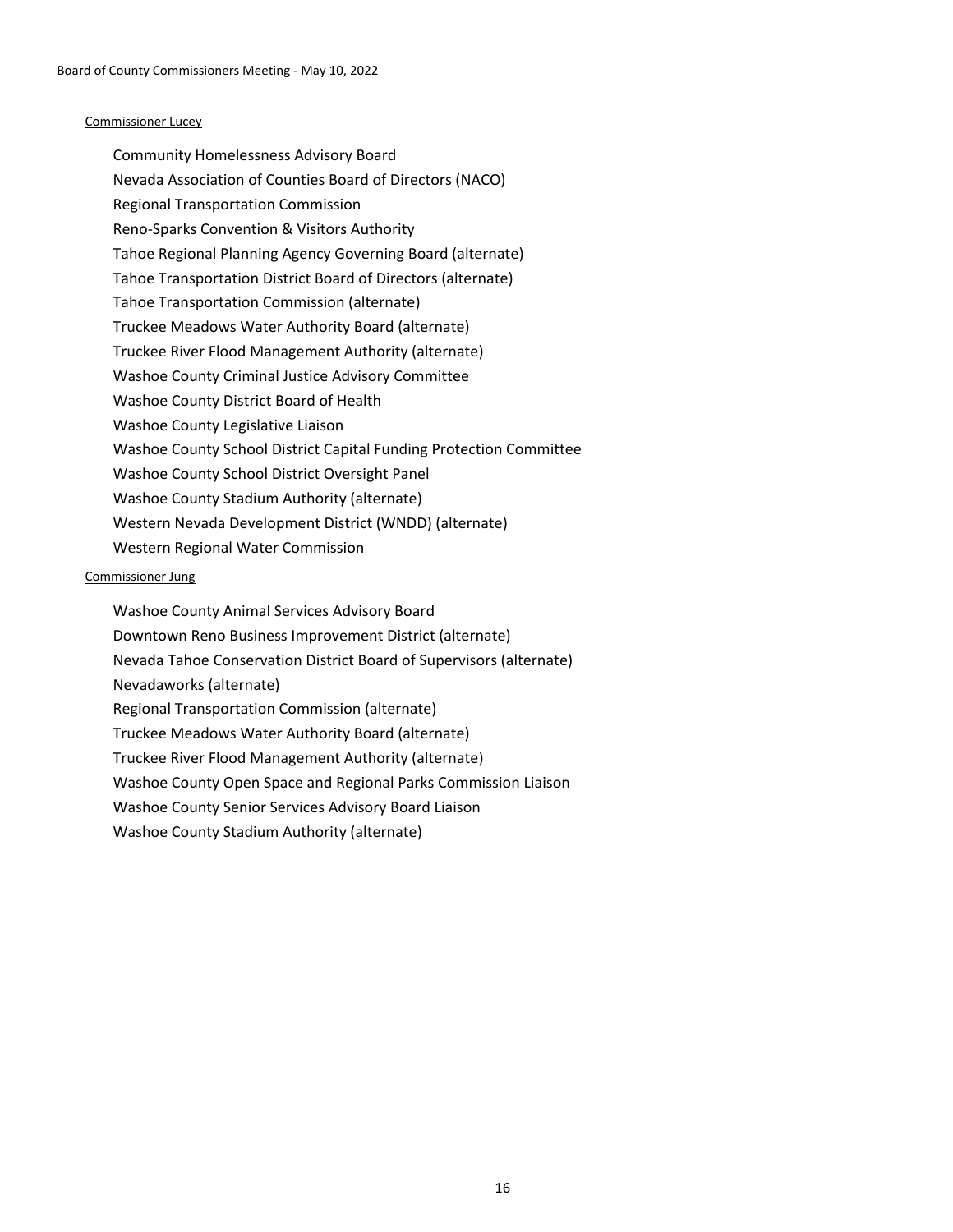Commissioner Lucey

Community Homelessness Advisory Board
Nevada Association of Counties Board of Directors (NACO)
Regional Transportation Commission
Reno-Sparks Convention & Visitors Authority
Tahoe Regional Planning Agency Governing Board (alternate)
Tahoe Transportation District Board of Directors (alternate)
Tahoe Transportation Commission (alternate)
Truckee Meadows Water Authority Board (alternate)
Truckee River Flood Management Authority (alternate)
Washoe County Criminal Justice Advisory Committee
Washoe County District Board of Health
Washoe County Legislative Liaison
Washoe County School District Capital Funding Protection Committee
Washoe County School District Oversight Panel
Washoe County Stadium Authority (alternate)
Western Nevada Development District (WNDD) (alternate)
Western Regional Water Commission

Commissioner Jung

Washoe County Animal Services Advisory Board
Downtown Reno Business Improvement District (alternate)
Nevada Tahoe Conservation District Board of Supervisors (alternate)
Nevadaworks (alternate)
Regional Transportation Commission (alternate)
Truckee Meadows Water Authority Board (alternate)
Truckee River Flood Management Authority (alternate)
Washoe County Open Space and Regional Parks Commission Liaison
Washoe County Senior Services Advisory Board Liaison
Washoe County Stadium Authority (alternate)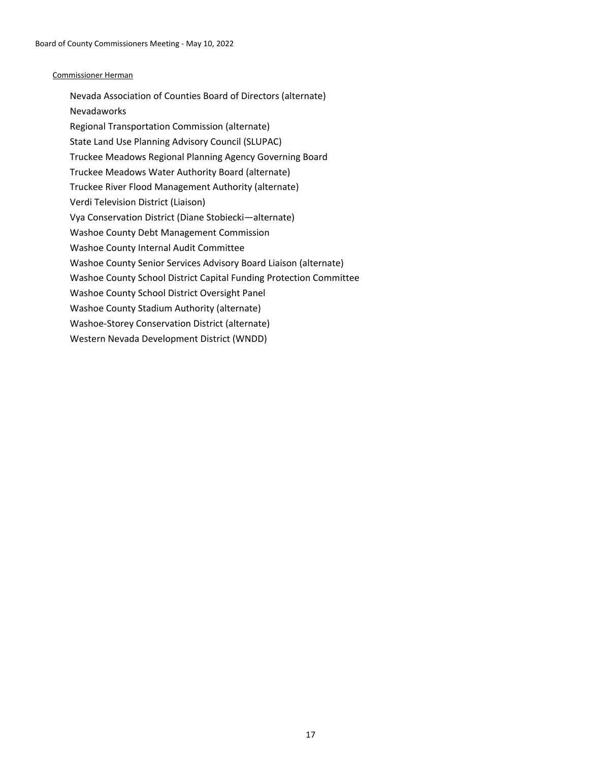<u>Commissioner Herman</u>

Nevada Association of Counties Board of Directors (alternate)
Nevadaworks
Regional Transportation Commission (alternate)
State Land Use Planning Advisory Council (SLUPAC)
Truckee Meadows Regional Planning Agency Governing Board
Truckee Meadows Water Authority Board (alternate)
Truckee River Flood Management Authority (alternate)
Verdi Television District (Liaison)
Vya Conservation District (Diane Stobiecki—alternate)
Washoe County Debt Management Commission
Washoe County Internal Audit Committee
Washoe County Senior Services Advisory Board Liaison (alternate)
Washoe County School District Capital Funding Protection Committee
Washoe County School District Oversight Panel
Washoe County Stadium Authority (alternate)
Washoe-Storey Conservation District (alternate)
Western Nevada Development District (WNDD)